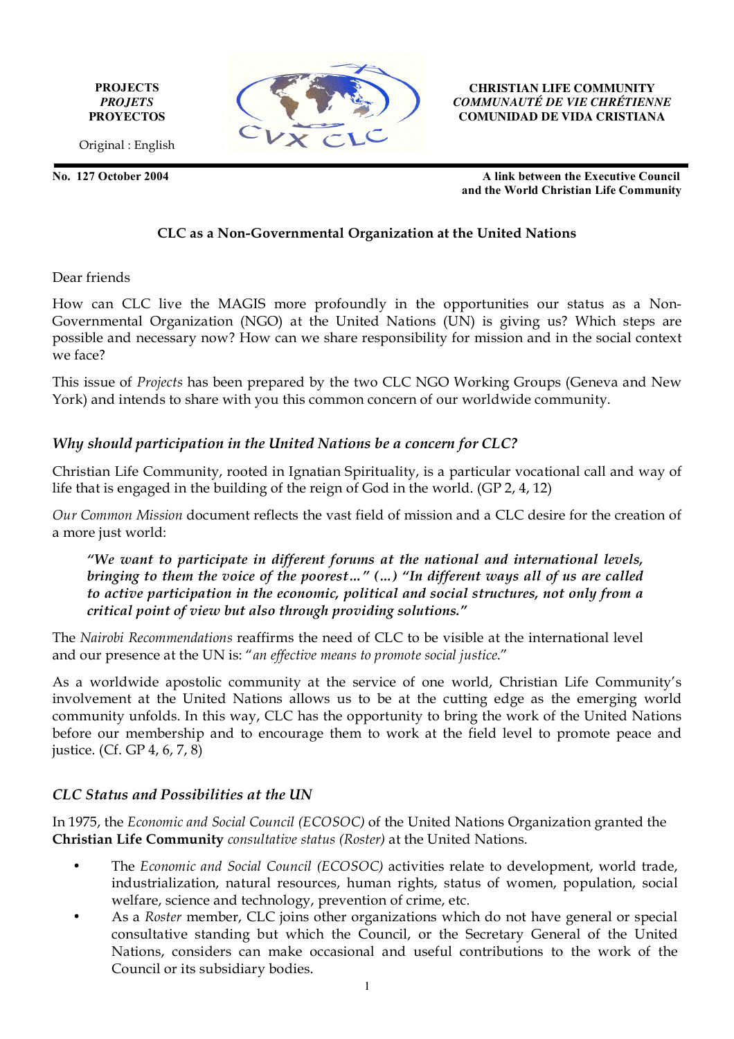**PROJECTS**
***PROJETS***
**PROYECTOS**

Original : English

**CHRISTIAN LIFE COMMUNITY**
***COMMUNAUTÉ DE VIE CHRÉTIENNE***
**COMUNIDAD DE VIDA CRISTIANA**

**No. 127 October 2004**

**A link between the Executive Council and the World Christian Life Community**

## CLC as a Non-Governmental Organization at the United Nations

Dear friends

How can CLC live the MAGIS more profoundly in the opportunities our status as a Non-Governmental Organization (NGO) at the United Nations (UN) is giving us? Which steps are possible and necessary now? How can we share responsibility for mission and in the social context we face?

This issue of *Projects* has been prepared by the two CLC NGO Working Groups (Geneva and New York) and intends to share with you this common concern of our worldwide community.

### *Why should participation in the United Nations be a concern for CLC?*

Christian Life Community, rooted in Ignatian Spirituality, is a particular vocational call and way of life that is engaged in the building of the reign of God in the world. (GP 2, 4, 12)

*Our Common Mission* document reflects the vast field of mission and a CLC desire for the creation of a more just world:

> ***"We want to participate in different forums at the national and international levels, bringing to them the voice of the poorest…" (…) "In different ways all of us are called to active participation in the economic, political and social structures, not only from a critical point of view but also through providing solutions."***

The *Nairobi Recommendations* reaffirms the need of CLC to be visible at the international level and our presence at the UN is: "*an effective means to promote social justice*."

As a worldwide apostolic community at the service of one world, Christian Life Community's involvement at the United Nations allows us to be at the cutting edge as the emerging world community unfolds. In this way, CLC has the opportunity to bring the work of the United Nations before our membership and to encourage them to work at the field level to promote peace and justice. (Cf. GP 4, 6, 7, 8)

### *CLC Status and Possibilities at the UN*

In 1975, the *Economic and Social Council (ECOSOC)* of the United Nations Organization granted the **Christian Life Community** *consultative status (Roster)* at the United Nations.

- The *Economic and Social Council (ECOSOC)* activities relate to development, world trade, industrialization, natural resources, human rights, status of women, population, social welfare, science and technology, prevention of crime, etc.
- As a *Roster* member, CLC joins other organizations which do not have general or special consultative standing but which the Council, or the Secretary General of the United Nations, considers can make occasional and useful contributions to the work of the Council or its subsidiary bodies.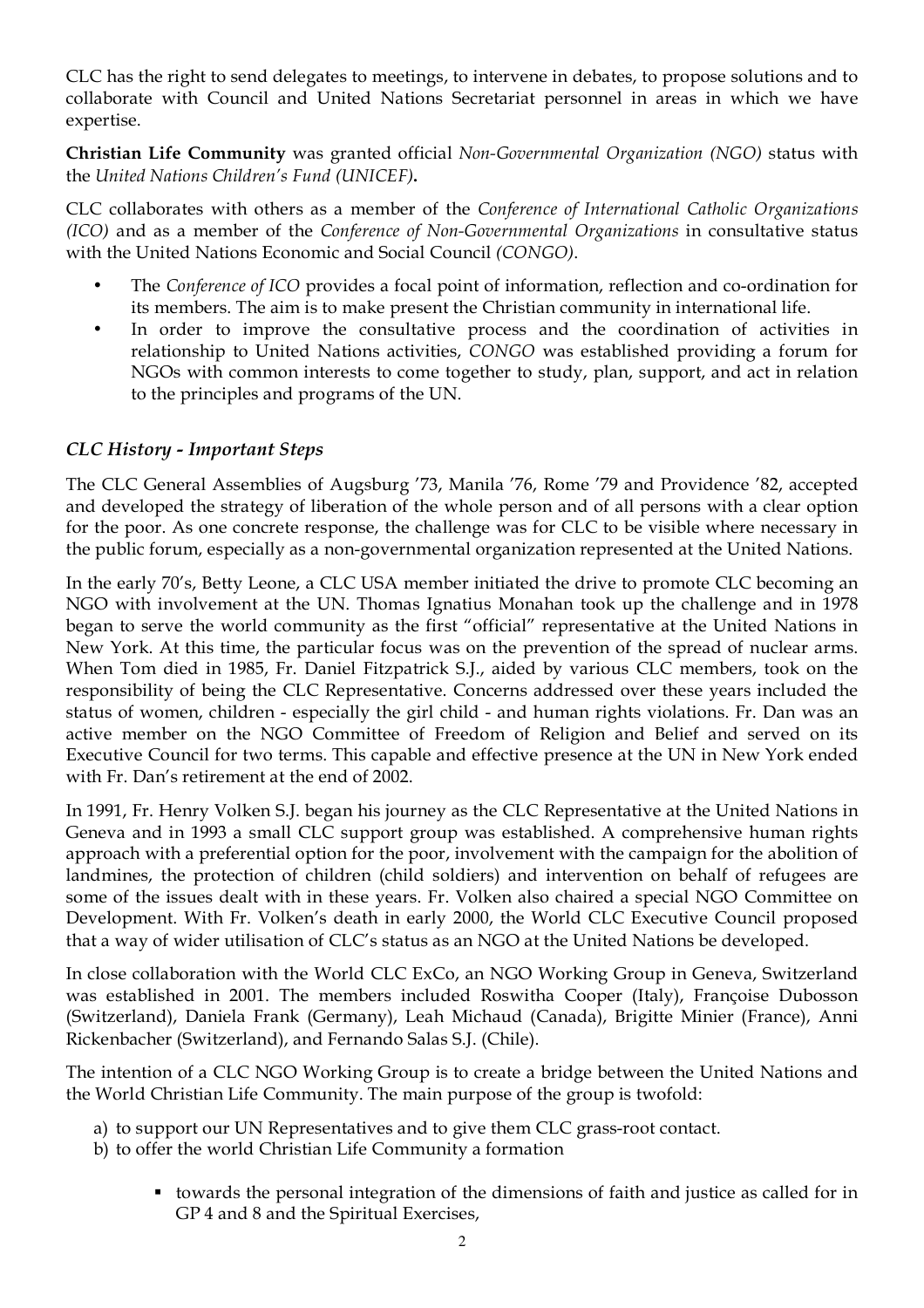CLC has the right to send delegates to meetings, to intervene in debates, to propose solutions and to collaborate with Council and United Nations Secretariat personnel in areas in which we have expertise.

**Christian Life Community** was granted official *Non-Governmental Organization (NGO)* status with the *United Nations Children's Fund (UNICEF)***.**

CLC collaborates with others as a member of the *Conference of International Catholic Organizations (ICO)* and as a member of the *Conference of Non-Governmental Organizations* in consultative status with the United Nations Economic and Social Council *(CONGO)*.

- The *Conference of ICO* provides a focal point of information, reflection and co-ordination for its members. The aim is to make present the Christian community in international life.
- In order to improve the consultative process and the coordination of activities in relationship to United Nations activities, *CONGO* was established providing a forum for NGOs with common interests to come together to study, plan, support, and act in relation to the principles and programs of the UN.

### *CLC History - Important Steps*

The CLC General Assemblies of Augsburg '73, Manila '76, Rome '79 and Providence '82, accepted and developed the strategy of liberation of the whole person and of all persons with a clear option for the poor. As one concrete response, the challenge was for CLC to be visible where necessary in the public forum, especially as a non-governmental organization represented at the United Nations.

In the early 70's, Betty Leone, a CLC USA member initiated the drive to promote CLC becoming an NGO with involvement at the UN. Thomas Ignatius Monahan took up the challenge and in 1978 began to serve the world community as the first "official" representative at the United Nations in New York. At this time, the particular focus was on the prevention of the spread of nuclear arms. When Tom died in 1985, Fr. Daniel Fitzpatrick S.J., aided by various CLC members, took on the responsibility of being the CLC Representative. Concerns addressed over these years included the status of women, children - especially the girl child - and human rights violations. Fr. Dan was an active member on the NGO Committee of Freedom of Religion and Belief and served on its Executive Council for two terms. This capable and effective presence at the UN in New York ended with Fr. Dan's retirement at the end of 2002.

In 1991, Fr. Henry Volken S.J. began his journey as the CLC Representative at the United Nations in Geneva and in 1993 a small CLC support group was established. A comprehensive human rights approach with a preferential option for the poor, involvement with the campaign for the abolition of landmines, the protection of children (child soldiers) and intervention on behalf of refugees are some of the issues dealt with in these years. Fr. Volken also chaired a special NGO Committee on Development. With Fr. Volken's death in early 2000, the World CLC Executive Council proposed that a way of wider utilisation of CLC's status as an NGO at the United Nations be developed.

In close collaboration with the World CLC ExCo, an NGO Working Group in Geneva, Switzerland was established in 2001. The members included Roswitha Cooper (Italy), Françoise Dubosson (Switzerland), Daniela Frank (Germany), Leah Michaud (Canada), Brigitte Minier (France), Anni Rickenbacher (Switzerland), and Fernando Salas S.J. (Chile).

The intention of a CLC NGO Working Group is to create a bridge between the United Nations and the World Christian Life Community. The main purpose of the group is twofold:

a) to support our UN Representatives and to give them CLC grass-root contact.
b) to offer the world Christian Life Community a formation

  - towards the personal integration of the dimensions of faith and justice as called for in GP 4 and 8 and the Spiritual Exercises,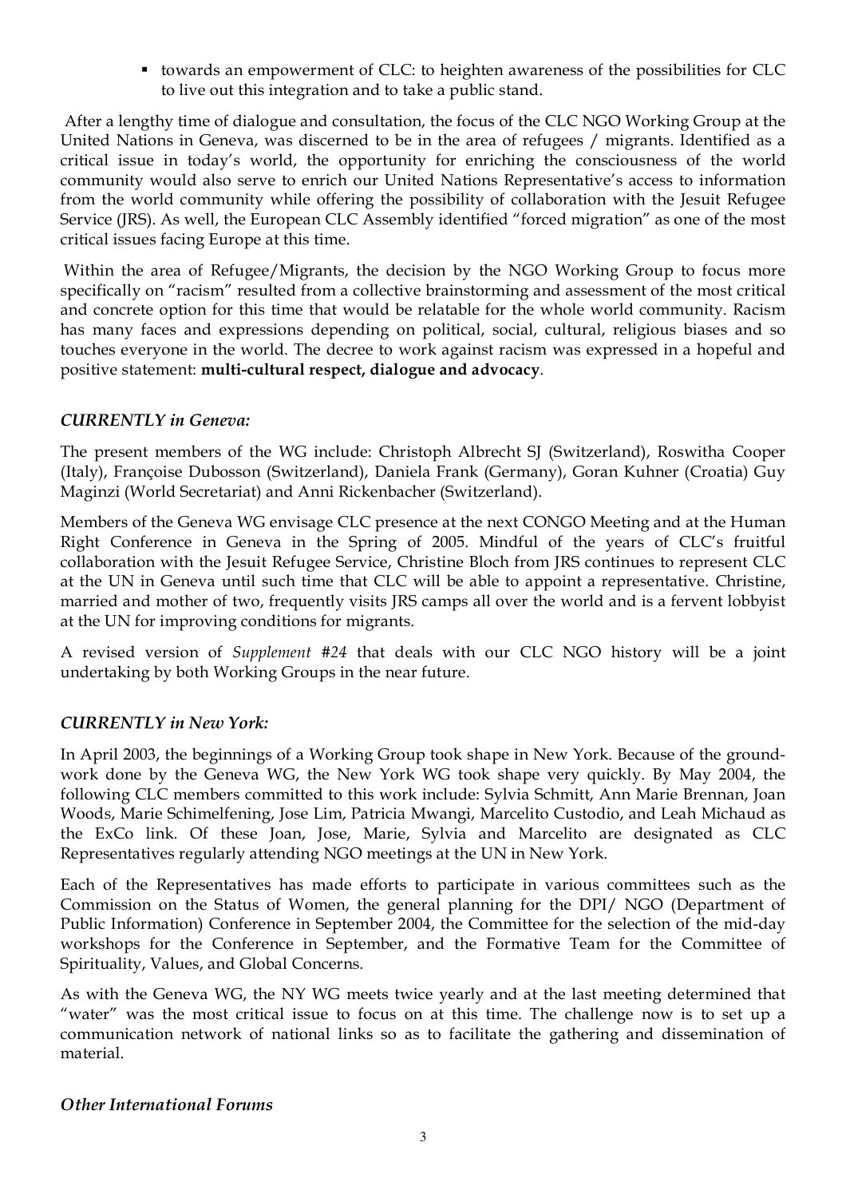- towards an empowerment of CLC: to heighten awareness of the possibilities for CLC to live out this integration and to take a public stand.

After a lengthy time of dialogue and consultation, the focus of the CLC NGO Working Group at the United Nations in Geneva, was discerned to be in the area of refugees / migrants. Identified as a critical issue in today's world, the opportunity for enriching the consciousness of the world community would also serve to enrich our United Nations Representative's access to information from the world community while offering the possibility of collaboration with the Jesuit Refugee Service (JRS). As well, the European CLC Assembly identified "forced migration" as one of the most critical issues facing Europe at this time.

Within the area of Refugee/Migrants, the decision by the NGO Working Group to focus more specifically on "racism" resulted from a collective brainstorming and assessment of the most critical and concrete option for this time that would be relatable for the whole world community. Racism has many faces and expressions depending on political, social, cultural, religious biases and so touches everyone in the world. The decree to work against racism was expressed in a hopeful and positive statement: **multi-cultural respect, dialogue and advocacy**.

### *CURRENTLY in Geneva:*

The present members of the WG include: Christoph Albrecht SJ (Switzerland), Roswitha Cooper (Italy), Françoise Dubosson (Switzerland), Daniela Frank (Germany), Goran Kuhner (Croatia) Guy Maginzi (World Secretariat) and Anni Rickenbacher (Switzerland).

Members of the Geneva WG envisage CLC presence at the next CONGO Meeting and at the Human Right Conference in Geneva in the Spring of 2005. Mindful of the years of CLC's fruitful collaboration with the Jesuit Refugee Service, Christine Bloch from JRS continues to represent CLC at the UN in Geneva until such time that CLC will be able to appoint a representative. Christine, married and mother of two, frequently visits JRS camps all over the world and is a fervent lobbyist at the UN for improving conditions for migrants.

A revised version of *Supplement #24* that deals with our CLC NGO history will be a joint undertaking by both Working Groups in the near future.

### *CURRENTLY in New York:*

In April 2003, the beginnings of a Working Group took shape in New York. Because of the ground-work done by the Geneva WG, the New York WG took shape very quickly. By May 2004, the following CLC members committed to this work include: Sylvia Schmitt, Ann Marie Brennan, Joan Woods, Marie Schimelfening, Jose Lim, Patricia Mwangi, Marcelito Custodio, and Leah Michaud as the ExCo link. Of these Joan, Jose, Marie, Sylvia and Marcelito are designated as CLC Representatives regularly attending NGO meetings at the UN in New York.

Each of the Representatives has made efforts to participate in various committees such as the Commission on the Status of Women, the general planning for the DPI/ NGO (Department of Public Information) Conference in September 2004, the Committee for the selection of the mid-day workshops for the Conference in September, and the Formative Team for the Committee of Spirituality, Values, and Global Concerns.

As with the Geneva WG, the NY WG meets twice yearly and at the last meeting determined that "water" was the most critical issue to focus on at this time. The challenge now is to set up a communication network of national links so as to facilitate the gathering and dissemination of material.

### *Other International Forums*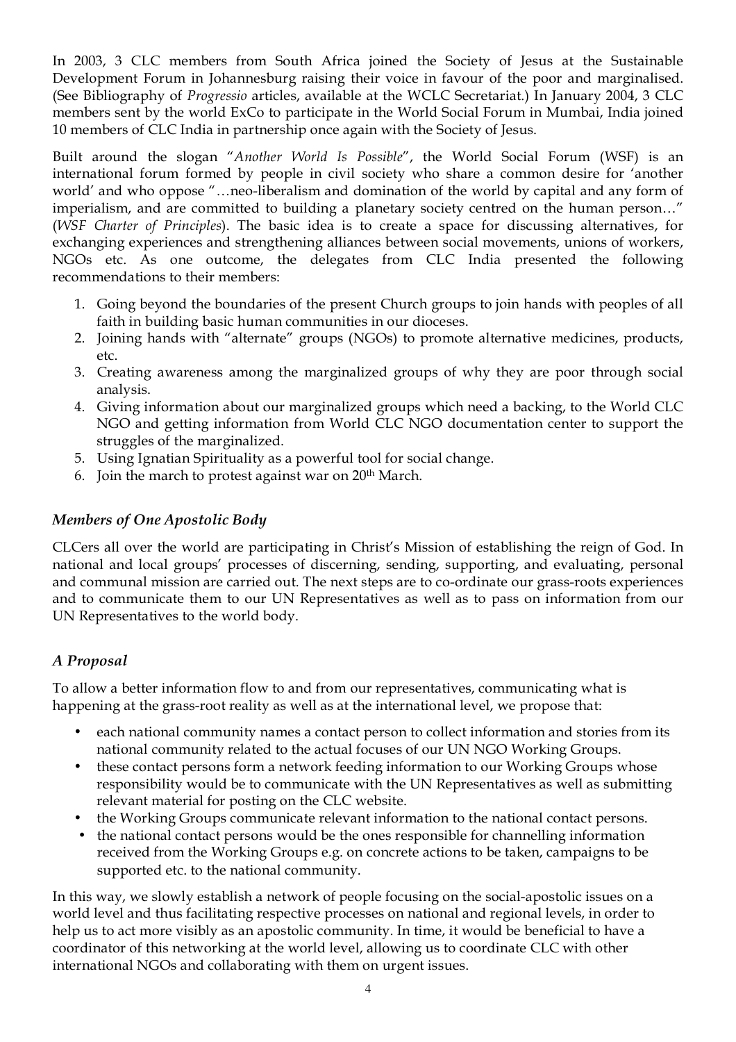In 2003, 3 CLC members from South Africa joined the Society of Jesus at the Sustainable Development Forum in Johannesburg raising their voice in favour of the poor and marginalised. (See Bibliography of *Progressio* articles, available at the WCLC Secretariat.) In January 2004, 3 CLC members sent by the world ExCo to participate in the World Social Forum in Mumbai, India joined 10 members of CLC India in partnership once again with the Society of Jesus.

Built around the slogan "*Another World Is Possible*", the World Social Forum (WSF) is an international forum formed by people in civil society who share a common desire for 'another world' and who oppose "…neo-liberalism and domination of the world by capital and any form of imperialism, and are committed to building a planetary society centred on the human person…" (*WSF Charter of Principles*). The basic idea is to create a space for discussing alternatives, for exchanging experiences and strengthening alliances between social movements, unions of workers, NGOs etc. As one outcome, the delegates from CLC India presented the following recommendations to their members:

1. Going beyond the boundaries of the present Church groups to join hands with peoples of all faith in building basic human communities in our dioceses.
2. Joining hands with "alternate" groups (NGOs) to promote alternative medicines, products, etc.
3. Creating awareness among the marginalized groups of why they are poor through social analysis.
4. Giving information about our marginalized groups which need a backing, to the World CLC NGO and getting information from World CLC NGO documentation center to support the struggles of the marginalized.
5. Using Ignatian Spirituality as a powerful tool for social change.
6. Join the march to protest against war on 20th March.

### *Members of One Apostolic Body*

CLCers all over the world are participating in Christ's Mission of establishing the reign of God. In national and local groups' processes of discerning, sending, supporting, and evaluating, personal and communal mission are carried out. The next steps are to co-ordinate our grass-roots experiences and to communicate them to our UN Representatives as well as to pass on information from our UN Representatives to the world body.

### *A Proposal*

To allow a better information flow to and from our representatives, communicating what is happening at the grass-root reality as well as at the international level, we propose that:

- each national community names a contact person to collect information and stories from its national community related to the actual focuses of our UN NGO Working Groups.
- these contact persons form a network feeding information to our Working Groups whose responsibility would be to communicate with the UN Representatives as well as submitting relevant material for posting on the CLC website.
- the Working Groups communicate relevant information to the national contact persons.
- the national contact persons would be the ones responsible for channelling information received from the Working Groups e.g. on concrete actions to be taken, campaigns to be supported etc. to the national community.

In this way, we slowly establish a network of people focusing on the social-apostolic issues on a world level and thus facilitating respective processes on national and regional levels, in order to help us to act more visibly as an apostolic community. In time, it would be beneficial to have a coordinator of this networking at the world level, allowing us to coordinate CLC with other international NGOs and collaborating with them on urgent issues.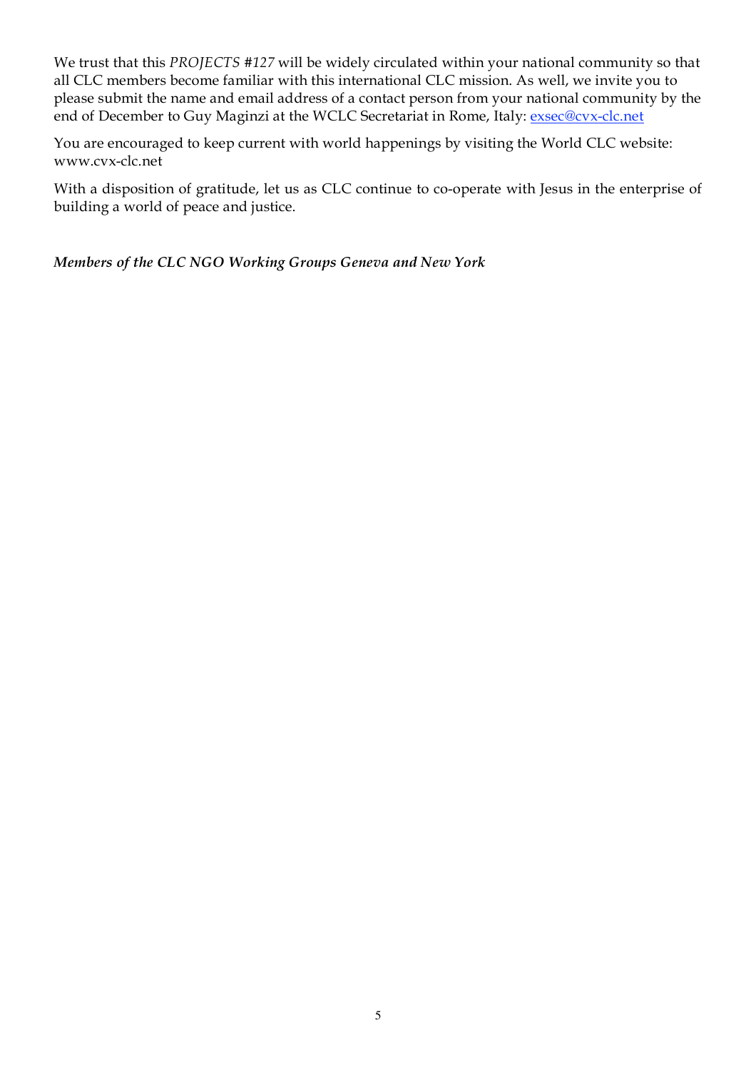We trust that this *PROJECTS #127* will be widely circulated within your national community so that all CLC members become familiar with this international CLC mission. As well, we invite you to please submit the name and email address of a contact person from your national community by the end of December to Guy Maginzi at the WCLC Secretariat in Rome, Italy: exsec@cvx-clc.net

You are encouraged to keep current with world happenings by visiting the World CLC website: www.cvx-clc.net

With a disposition of gratitude, let us as CLC continue to co-operate with Jesus in the enterprise of building a world of peace and justice.

***Members of the CLC NGO Working Groups Geneva and New York***